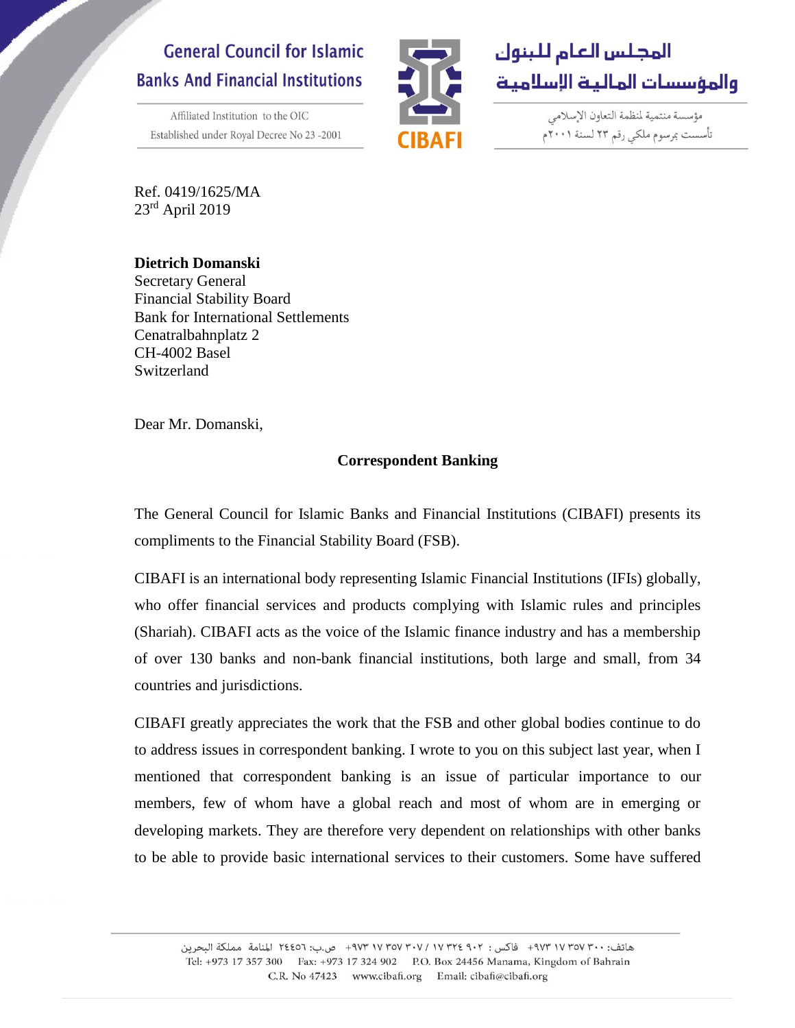# General Council for Islamic Banks And Financial Institutions

Affiliated Institution to the OIC
Established under Royal Decree No 23 -2001

CIBAFI

المجلس العام للبنوك والمؤسسات المالية الإسلامية

مؤسسة منتمية لمنظمة التعاون الإسلامي
تأسست بمرسوم ملكي رقم ٢٣ لسنة ٢٠٠١م

Ref. 0419/1625/MA
23rd April 2019

**Dietrich Domanski**
Secretary General
Financial Stability Board
Bank for International Settlements
Cenatralbahnplatz 2
CH-4002 Basel
Switzerland

Dear Mr. Domanski,

**Correspondent Banking**

The General Council for Islamic Banks and Financial Institutions (CIBAFI) presents its compliments to the Financial Stability Board (FSB).

CIBAFI is an international body representing Islamic Financial Institutions (IFIs) globally, who offer financial services and products complying with Islamic rules and principles (Shariah). CIBAFI acts as the voice of the Islamic finance industry and has a membership of over 130 banks and non-bank financial institutions, both large and small, from 34 countries and jurisdictions.

CIBAFI greatly appreciates the work that the FSB and other global bodies continue to do to address issues in correspondent banking. I wrote to you on this subject last year, when I mentioned that correspondent banking is an issue of particular importance to our members, few of whom have a global reach and most of whom are in emerging or developing markets. They are therefore very dependent on relationships with other banks to be able to provide basic international services to their customers. Some have suffered

هاتف: ٣٠٠ ٣٥٧ ١٧ ٩٧٣+ فاكس : ٩٠٢ ٣٢٤ ١٧ / ٣٠٧ ٣٥٧ ١٧ ٩٧٣+ ص.ب: ٢٤٤٥٦ المنامة مملكة البحرين
Tel: +973 17 357 300 Fax: +973 17 324 902 P.O. Box 24456 Manama, Kingdom of Bahrain
C.R. No 47423 www.cibafi.org Email: cibafi@cibafi.org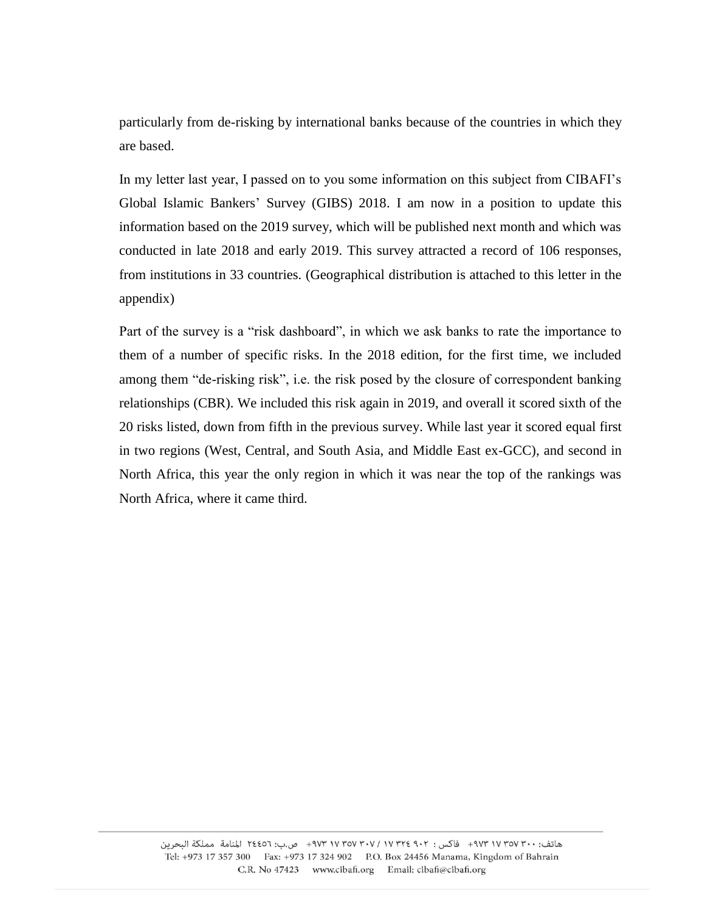particularly from de-risking by international banks because of the countries in which they are based.

In my letter last year, I passed on to you some information on this subject from CIBAFI's Global Islamic Bankers' Survey (GIBS) 2018. I am now in a position to update this information based on the 2019 survey, which will be published next month and which was conducted in late 2018 and early 2019. This survey attracted a record of 106 responses, from institutions in 33 countries. (Geographical distribution is attached to this letter in the appendix)

Part of the survey is a "risk dashboard", in which we ask banks to rate the importance to them of a number of specific risks. In the 2018 edition, for the first time, we included among them "de-risking risk", i.e. the risk posed by the closure of correspondent banking relationships (CBR). We included this risk again in 2019, and overall it scored sixth of the 20 risks listed, down from fifth in the previous survey. While last year it scored equal first in two regions (West, Central, and South Asia, and Middle East ex-GCC), and second in North Africa, this year the only region in which it was near the top of the rankings was North Africa, where it came third.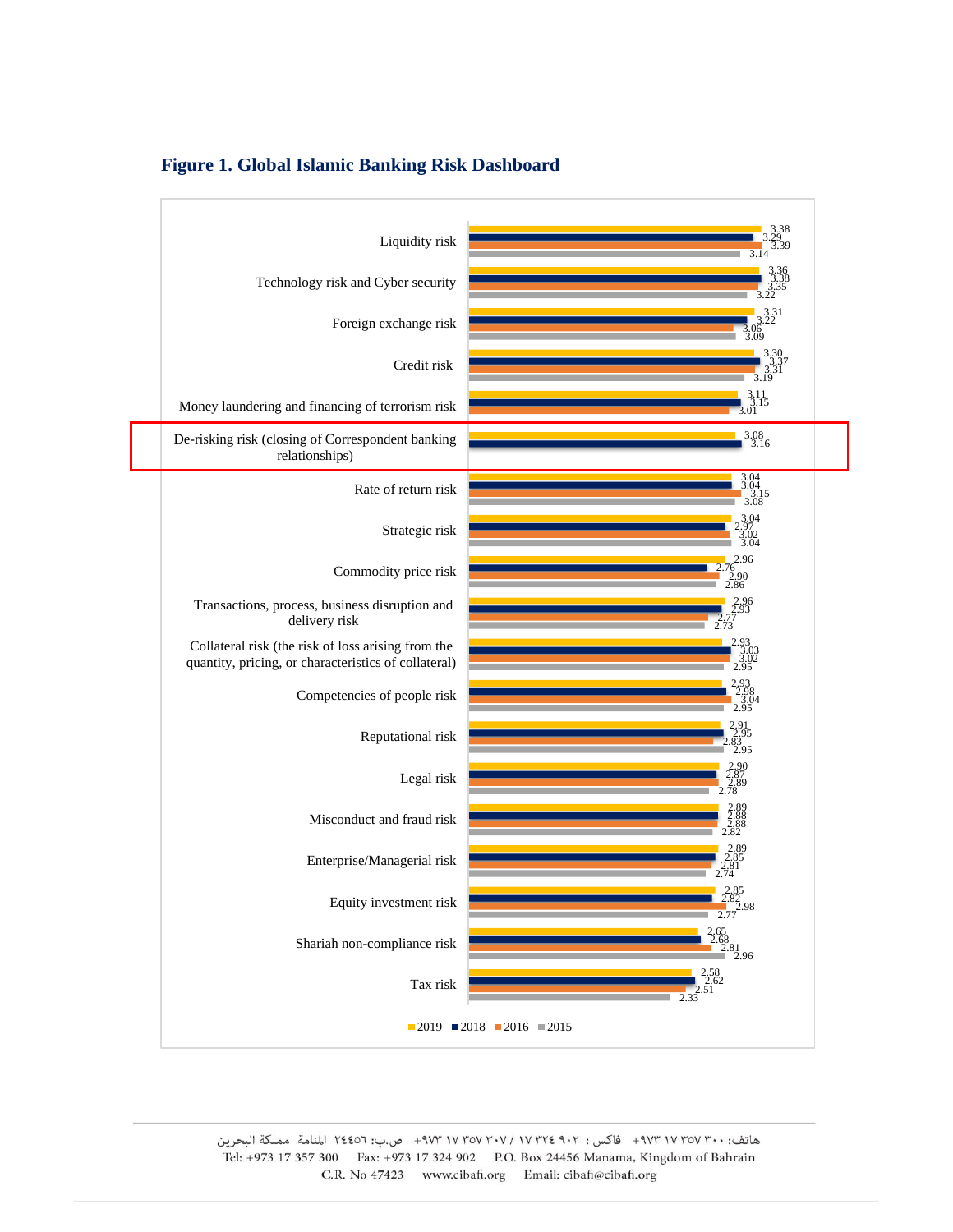## Figure 1. Global Islamic Banking Risk Dashboard

| Risk | 2019 | 2018 | 2016 | 2015 |
|---|---|---|---|---|
| Liquidity risk | 3.38 | 3.29 | 3.39 | 3.14 |
| Technology risk and Cyber security | 3.36 | 3.38 | 3.35 | 3.22 |
| Foreign exchange risk | 3.31 | 3.22 | 3.06 | 3.09 |
| Credit risk | 3.30 | 3.37 | 3.31 | 3.19 |
| Money laundering and financing of terrorism risk | 3.11 | 3.15 | 3.01 | |
| De-risking risk (closing of Correspondent banking relationships) | 3.08 | 3.16 | | |
| Rate of return risk | 3.04 | 3.04 | 3.15 | 3.08 |
| Strategic risk | 3.04 | 2.97 | 3.02 | 3.04 |
| Commodity price risk | 2.96 | 2.76 | 2.90 | 2.86 |
| Transactions, process, business disruption and delivery risk | 2.96 | 2.93 | 2.77 | 2.73 |
| Collateral risk (the risk of loss arising from the quantity, pricing, or characteristics of collateral) | 2.93 | 3.03 | 3.02 | 2.95 |
| Competencies of people risk | 2.93 | 2.98 | 3.04 | 2.95 |
| Reputational risk | 2.91 | 2.95 | 2.83 | 2.95 |
| Legal risk | 2.90 | 2.87 | 2.89 | 2.78 |
| Misconduct and fraud risk | 2.89 | 2.88 | 2.88 | 2.82 |
| Enterprise/Managerial risk | 2.89 | 2.85 | 2.81 | 2.74 |
| Equity investment risk | 2.85 | 2.82 | 2.98 | 2.77 |
| Shariah non-compliance risk | 2.65 | 2.68 | 2.81 | 2.96 |
| Tax risk | 2.58 | 2.62 | 2.51 | 2.33 |

هاتف: ٣٠٠ ٣٥٧ ١٧ ٩٧٣+ فاكس : ٩٠٢ ٣٢٤ ١٧ / ٣٠٧ ٣٥٧ ١٧ ٩٧٣+ ص.ب: ٢٤٤٥٦ المنامة مملكة البحرين
Tel: +973 17 357 300 Fax: +973 17 324 902 P.O. Box 24456 Manama, Kingdom of Bahrain
C.R. No 47423 www.cibafi.org Email: cibafi@cibafi.org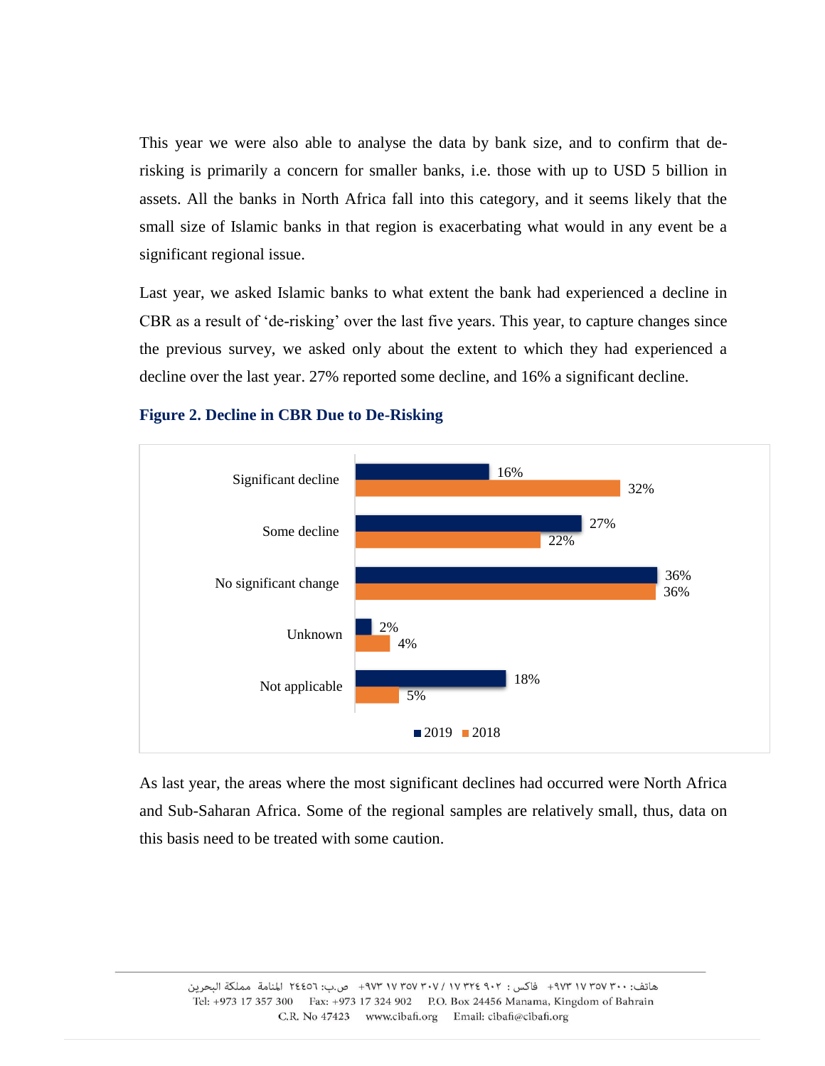This year we were also able to analyse the data by bank size, and to confirm that de-risking is primarily a concern for smaller banks, i.e. those with up to USD 5 billion in assets. All the banks in North Africa fall into this category, and it seems likely that the small size of Islamic banks in that region is exacerbating what would in any event be a significant regional issue.

Last year, we asked Islamic banks to what extent the bank had experienced a decline in CBR as a result of 'de-risking' over the last five years. This year, to capture changes since the previous survey, we asked only about the extent to which they had experienced a decline over the last year. 27% reported some decline, and 16% a significant decline.

**Figure 2. Decline in CBR Due to De-Risking**

| | 2019 | 2018 |
|---|---|---|
| Significant decline | 16% | 32% |
| Some decline | 27% | 22% |
| No significant change | 36% | 36% |
| Unknown | 2% | 4% |
| Not applicable | 18% | 5% |

As last year, the areas where the most significant declines had occurred were North Africa and Sub-Saharan Africa. Some of the regional samples are relatively small, thus, data on this basis need to be treated with some caution.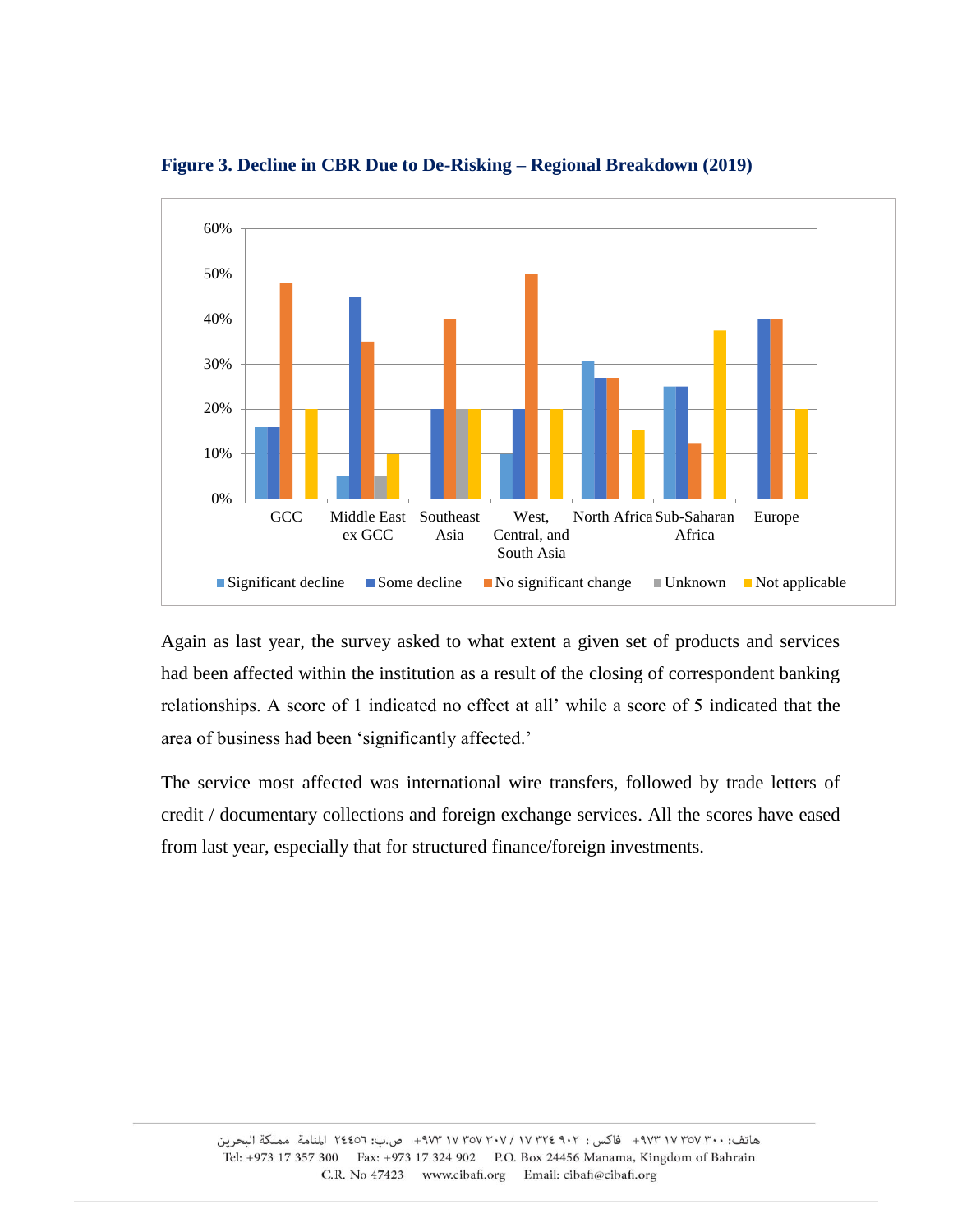**Figure 3. Decline in CBR Due to De-Risking – Regional Breakdown (2019)**

Again as last year, the survey asked to what extent a given set of products and services had been affected within the institution as a result of the closing of correspondent banking relationships. A score of 1 indicated no effect at all' while a score of 5 indicated that the area of business had been 'significantly affected.'

The service most affected was international wire transfers, followed by trade letters of credit / documentary collections and foreign exchange services. All the scores have eased from last year, especially that for structured finance/foreign investments.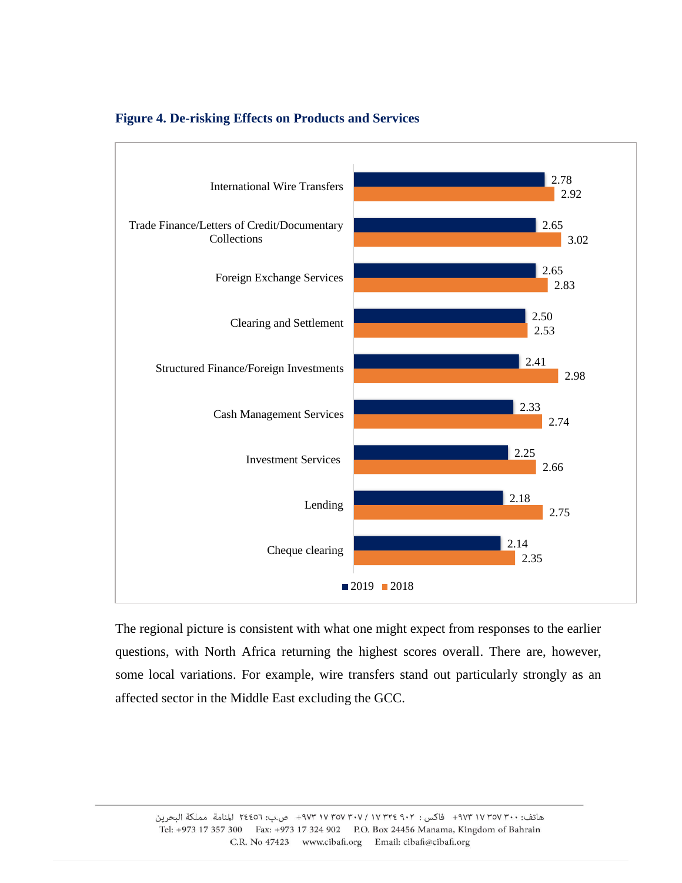**Figure 4. De-risking Effects on Products and Services**

| | 2019 | 2018 |
|---|---|---|
| International Wire Transfers | 2.78 | 2.92 |
| Trade Finance/Letters of Credit/Documentary Collections | 2.65 | 3.02 |
| Foreign Exchange Services | 2.65 | 2.83 |
| Clearing and Settlement | 2.50 | 2.53 |
| Structured Finance/Foreign Investments | 2.41 | 2.98 |
| Cash Management Services | 2.33 | 2.74 |
| Investment Services | 2.25 | 2.66 |
| Lending | 2.18 | 2.75 |
| Cheque clearing | 2.14 | 2.35 |

The regional picture is consistent with what one might expect from responses to the earlier questions, with North Africa returning the highest scores overall. There are, however, some local variations. For example, wire transfers stand out particularly strongly as an affected sector in the Middle East excluding the GCC.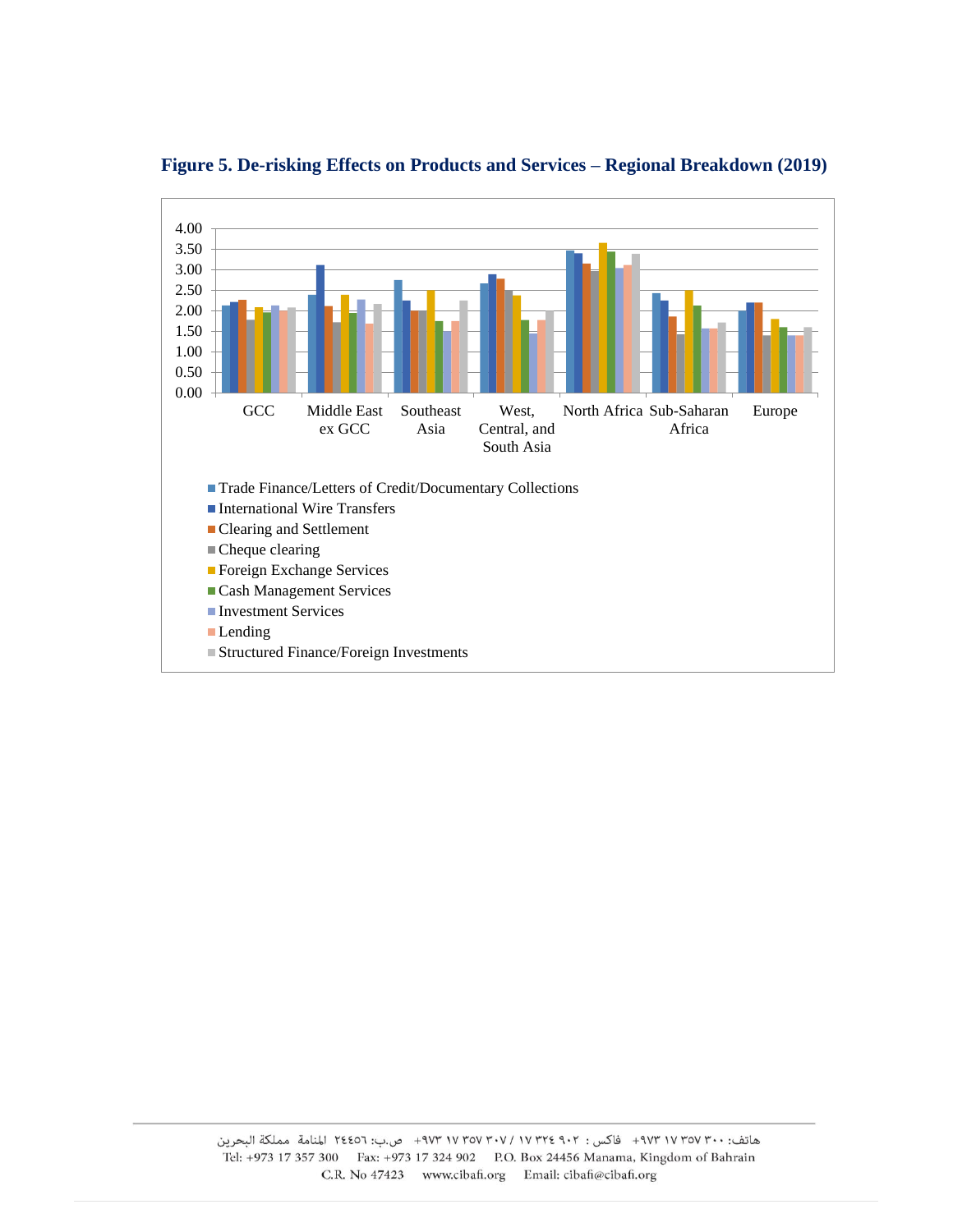**Figure 5. De-risking Effects on Products and Services – Regional Breakdown (2019)**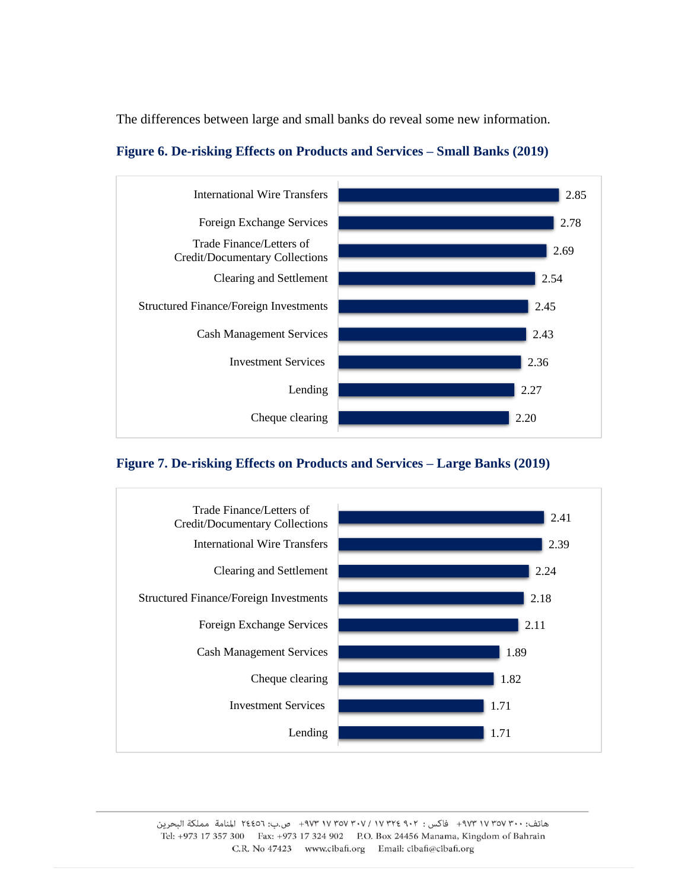The differences between large and small banks do reveal some new information.

**Figure 6. De-risking Effects on Products and Services – Small Banks (2019)**

| Product/Service | Score |
|---|---|
| International Wire Transfers | 2.85 |
| Foreign Exchange Services | 2.78 |
| Trade Finance/Letters of Credit/Documentary Collections | 2.69 |
| Clearing and Settlement | 2.54 |
| Structured Finance/Foreign Investments | 2.45 |
| Cash Management Services | 2.43 |
| Investment Services | 2.36 |
| Lending | 2.27 |
| Cheque clearing | 2.20 |

**Figure 7. De-risking Effects on Products and Services – Large Banks (2019)**

| Product/Service | Score |
|---|---|
| Trade Finance/Letters of Credit/Documentary Collections | 2.41 |
| International Wire Transfers | 2.39 |
| Clearing and Settlement | 2.24 |
| Structured Finance/Foreign Investments | 2.18 |
| Foreign Exchange Services | 2.11 |
| Cash Management Services | 1.89 |
| Cheque clearing | 1.82 |
| Investment Services | 1.71 |
| Lending | 1.71 |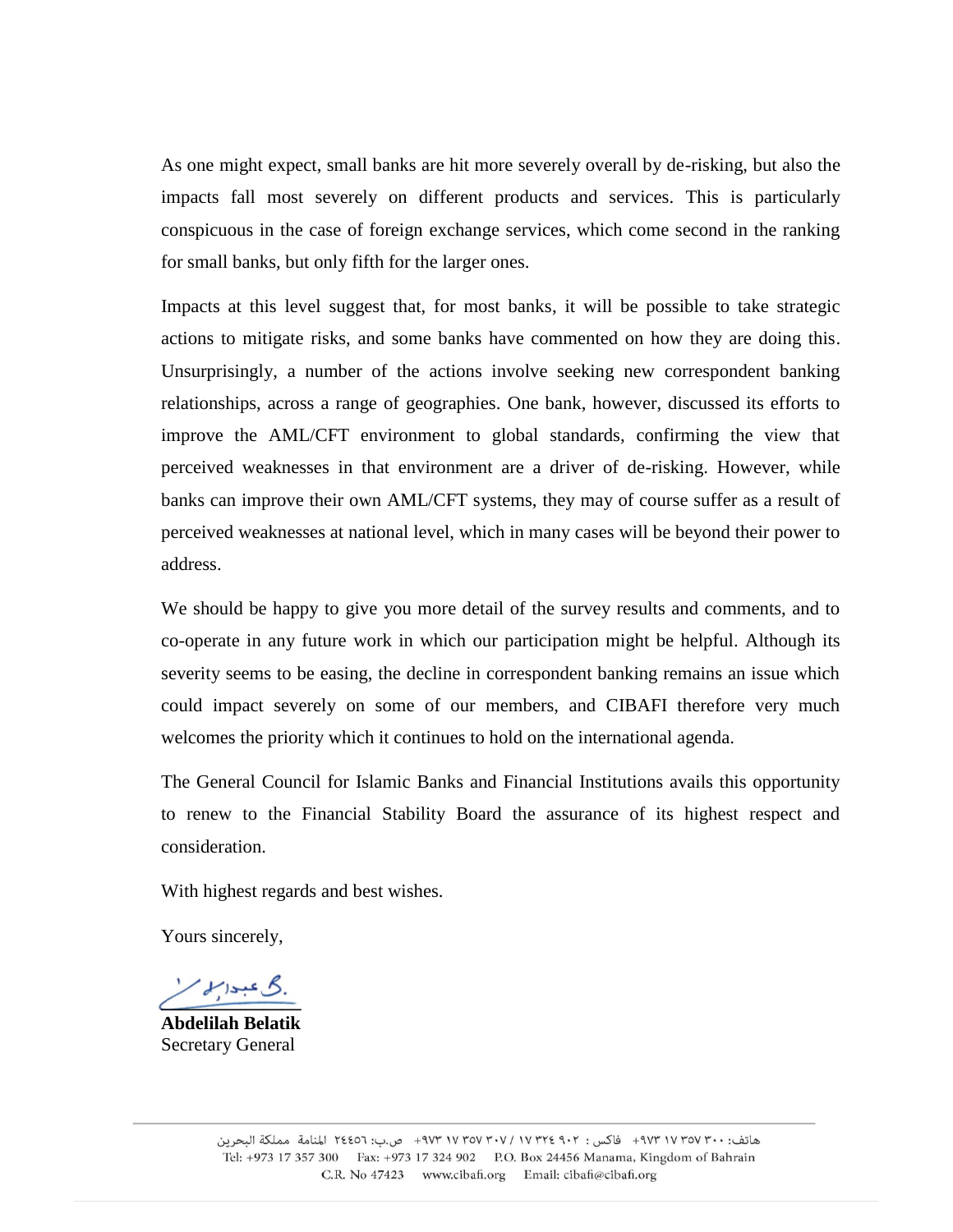As one might expect, small banks are hit more severely overall by de-risking, but also the impacts fall most severely on different products and services. This is particularly conspicuous in the case of foreign exchange services, which come second in the ranking for small banks, but only fifth for the larger ones.

Impacts at this level suggest that, for most banks, it will be possible to take strategic actions to mitigate risks, and some banks have commented on how they are doing this. Unsurprisingly, a number of the actions involve seeking new correspondent banking relationships, across a range of geographies. One bank, however, discussed its efforts to improve the AML/CFT environment to global standards, confirming the view that perceived weaknesses in that environment are a driver of de-risking. However, while banks can improve their own AML/CFT systems, they may of course suffer as a result of perceived weaknesses at national level, which in many cases will be beyond their power to address.

We should be happy to give you more detail of the survey results and comments, and to co-operate in any future work in which our participation might be helpful. Although its severity seems to be easing, the decline in correspondent banking remains an issue which could impact severely on some of our members, and CIBAFI therefore very much welcomes the priority which it continues to hold on the international agenda.

The General Council for Islamic Banks and Financial Institutions avails this opportunity to renew to the Financial Stability Board the assurance of its highest respect and consideration.

With highest regards and best wishes.

Yours sincerely,

**Abdelilah Belatik**
Secretary General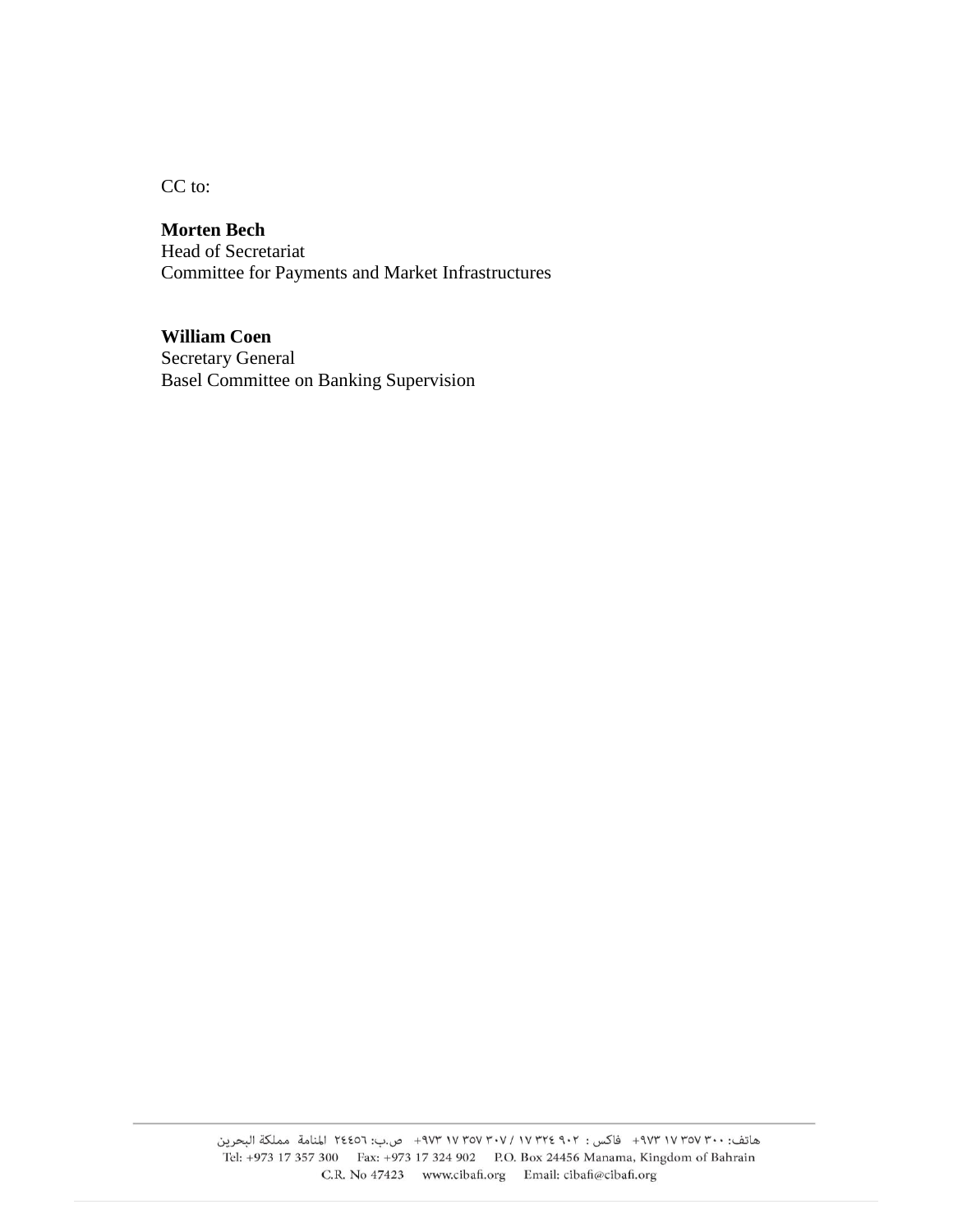CC to:

**Morten Bech**
Head of Secretariat
Committee for Payments and Market Infrastructures

**William Coen**
Secretary General
Basel Committee on Banking Supervision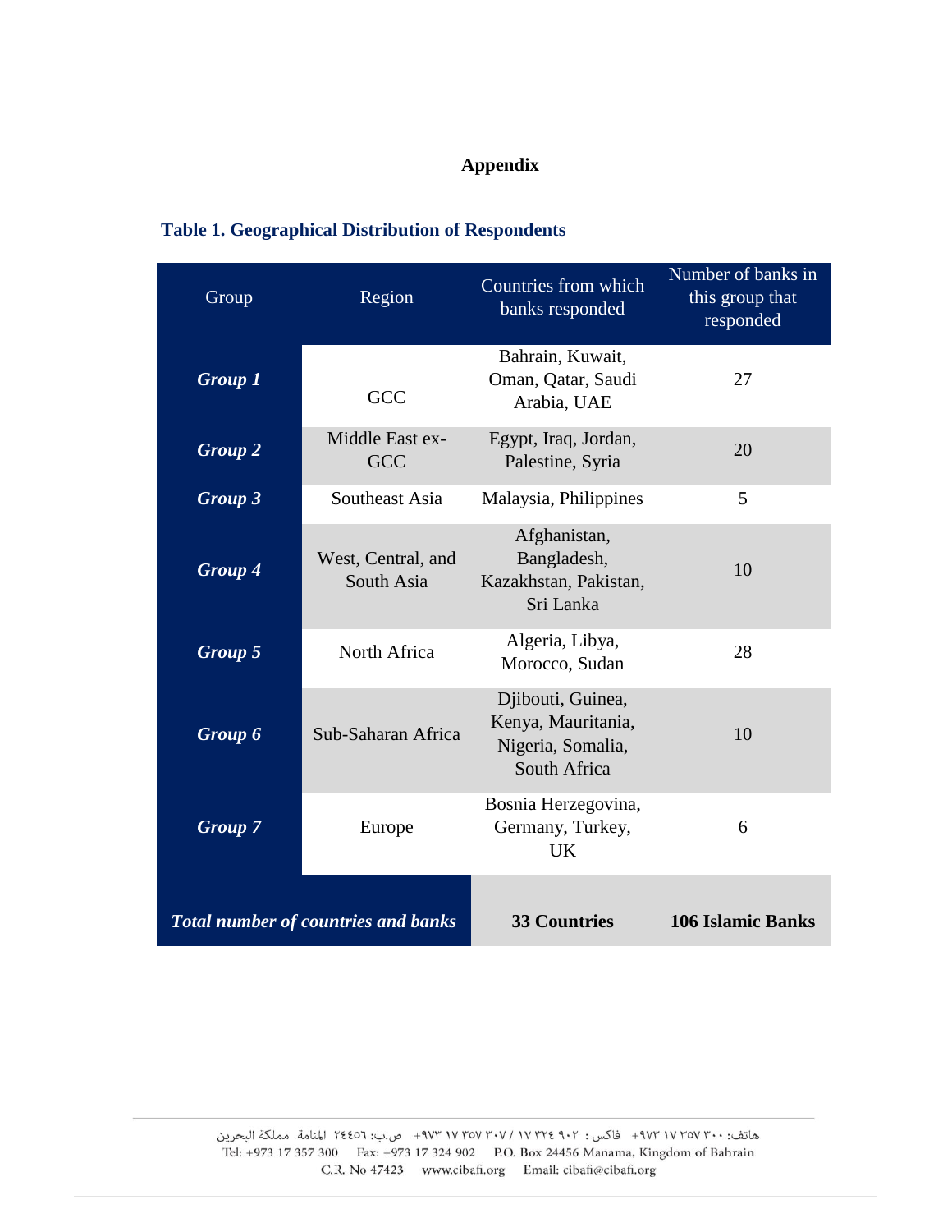# Appendix

### Table 1. Geographical Distribution of Respondents

| Group | Region | Countries from which banks responded | Number of banks in this group that responded |
|---|---|---|---|
| ***Group 1*** | GCC | Bahrain, Kuwait, Oman, Qatar, Saudi Arabia, UAE | 27 |
| ***Group 2*** | Middle East ex-GCC | Egypt, Iraq, Jordan, Palestine, Syria | 20 |
| ***Group 3*** | Southeast Asia | Malaysia, Philippines | 5 |
| ***Group 4*** | West, Central, and South Asia | Afghanistan, Bangladesh, Kazakhstan, Pakistan, Sri Lanka | 10 |
| ***Group 5*** | North Africa | Algeria, Libya, Morocco, Sudan | 28 |
| ***Group 6*** | Sub-Saharan Africa | Djibouti, Guinea, Kenya, Mauritania, Nigeria, Somalia, South Africa | 10 |
| ***Group 7*** | Europe | Bosnia Herzegovina, Germany, Turkey, UK | 6 |
| ***Total number of countries and banks*** | | **33 Countries** | **106 Islamic Banks** |